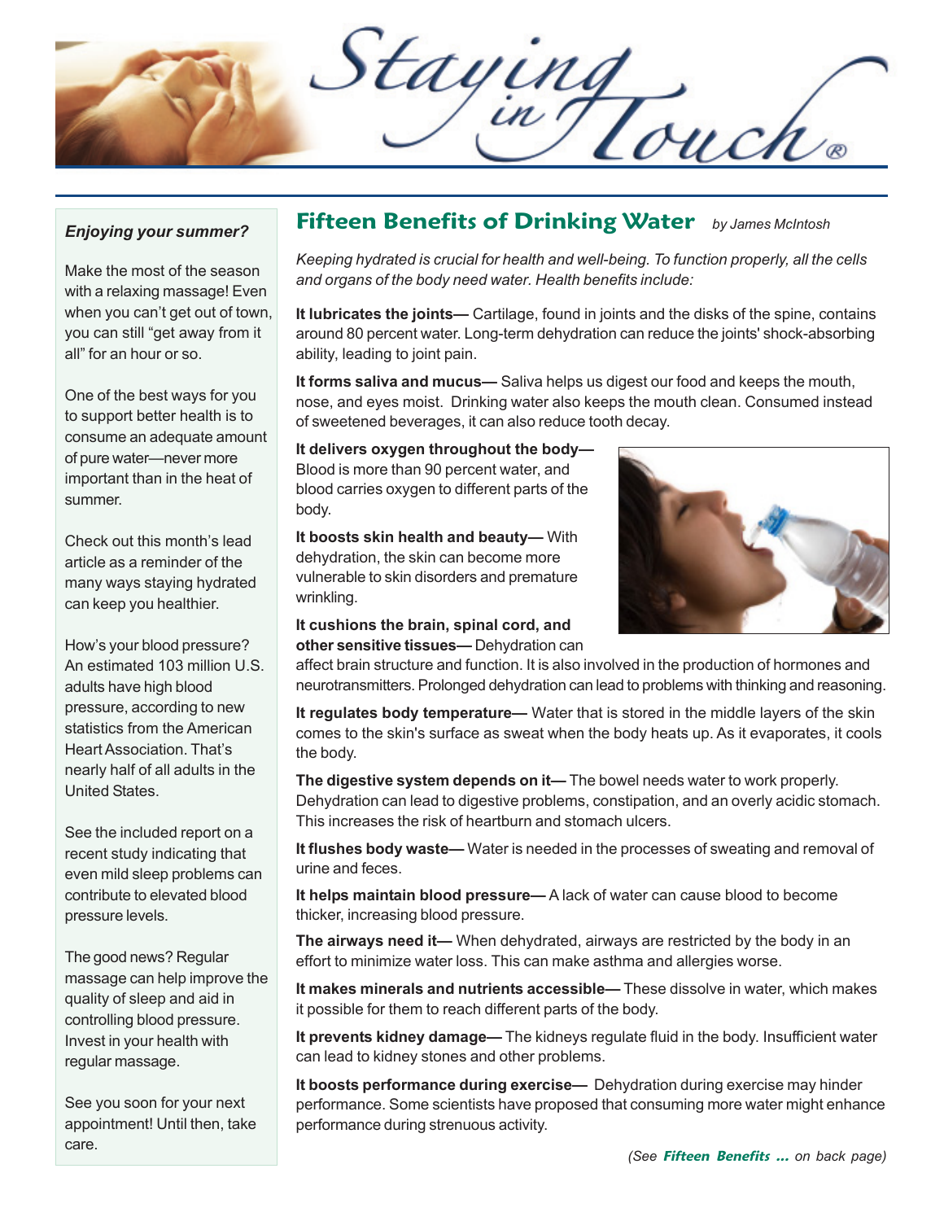# Staying in Touch®

*Enjoying your summer?*

Make the most of the season with a relaxing massage! Even when you can't get out of town, you can still "get away from it all" for an hour or so.

One of the best ways for you to support better health is to consume an adequate amount of pure water—never more important than in the heat of summer.

Check out this month's lead article as a reminder of the many ways staying hydrated can keep you healthier.

How's your blood pressure? An estimated 103 million U.S. adults have high blood pressure, according to new statistics from the American Heart Association. That's nearly half of all adults in the United States.

See the included report on a recent study indicating that even mild sleep problems can contribute to elevated blood pressure levels.

The good news? Regular massage can help improve the quality of sleep and aid in controlling blood pressure. Invest in your health with regular massage.

See you soon for your next appointment! Until then, take care.

## Fifteen Benefits of Drinking Water

*by James McIntosh*

*Keeping hydrated is crucial for health and well-being. To function properly, all the cells and organs of the body need water. Health benefits include:*

**It lubricates the joints—** Cartilage, found in joints and the disks of the spine, contains around 80 percent water. Long-term dehydration can reduce the joints' shock-absorbing ability, leading to joint pain.

**It forms saliva and mucus—** Saliva helps us digest our food and keeps the mouth, nose, and eyes moist. Drinking water also keeps the mouth clean. Consumed instead of sweetened beverages, it can also reduce tooth decay.

**It delivers oxygen throughout the body—** Blood is more than 90 percent water, and blood carries oxygen to different parts of the body.

**It boosts skin health and beauty—** With dehydration, the skin can become more vulnerable to skin disorders and premature wrinkling.

**It cushions the brain, spinal cord, and other sensitive tissues—** Dehydration can affect brain structure and function. It is also involved in the production of hormones and neurotransmitters. Prolonged dehydration can lead to problems with thinking and reasoning.

**It regulates body temperature—** Water that is stored in the middle layers of the skin comes to the skin's surface as sweat when the body heats up. As it evaporates, it cools the body.

**The digestive system depends on it—** The bowel needs water to work properly. Dehydration can lead to digestive problems, constipation, and an overly acidic stomach. This increases the risk of heartburn and stomach ulcers.

**It flushes body waste—** Water is needed in the processes of sweating and removal of urine and feces.

**It helps maintain blood pressure—** A lack of water can cause blood to become thicker, increasing blood pressure.

**The airways need it—** When dehydrated, airways are restricted by the body in an effort to minimize water loss. This can make asthma and allergies worse.

**It makes minerals and nutrients accessible—** These dissolve in water, which makes it possible for them to reach different parts of the body.

**It prevents kidney damage—** The kidneys regulate fluid in the body. Insufficient water can lead to kidney stones and other problems.

**It boosts performance during exercise—** Dehydration during exercise may hinder performance. Some scientists have proposed that consuming more water might enhance performance during strenuous activity.

*(See* ***Fifteen Benefits ...*** *on back page)*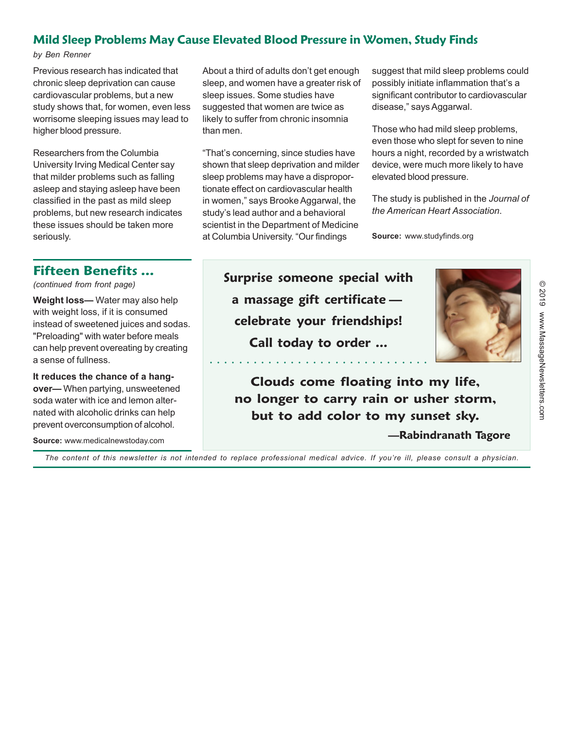## Mild Sleep Problems May Cause Elevated Blood Pressure in Women, Study Finds

*by Ben Renner*

Previous research has indicated that chronic sleep deprivation can cause cardiovascular problems, but a new study shows that, for women, even less worrisome sleeping issues may lead to higher blood pressure.

Researchers from the Columbia University Irving Medical Center say that milder problems such as falling asleep and staying asleep have been classified in the past as mild sleep problems, but new research indicates these issues should be taken more seriously.

About a third of adults don't get enough sleep, and women have a greater risk of sleep issues. Some studies have suggested that women are twice as likely to suffer from chronic insomnia than men.

"That's concerning, since studies have shown that sleep deprivation and milder sleep problems may have a disproportionate effect on cardiovascular health in women," says Brooke Aggarwal, the study's lead author and a behavioral scientist in the Department of Medicine at Columbia University. "Our findings suggest that mild sleep problems could possibly initiate inflammation that's a significant contributor to cardiovascular disease," says Aggarwal.

Those who had mild sleep problems, even those who slept for seven to nine hours a night, recorded by a wristwatch device, were much more likely to have elevated blood pressure.

The study is published in the *Journal of the American Heart Association*.

**Source:** www.studyfinds.org

## Fifteen Benefits ...

*(continued from front page)*

**Weight loss—** Water may also help with weight loss, if it is consumed instead of sweetened juices and sodas. "Preloading" with water before meals can help prevent overeating by creating a sense of fullness.

**It reduces the chance of a hangover—** When partying, unsweetened soda water with ice and lemon alternated with alcoholic drinks can help prevent overconsumption of alcohol.

**Source:** www.medicalnewstoday.com

**Surprise someone special with a massage gift certificate — celebrate your friendships! Call today to order ...**

**Clouds come floating into my life, no longer to carry rain or usher storm, but to add color to my sunset sky.**

**—Rabindranath Tagore**

© 2019 www.MassageNewsletters.com

*The content of this newsletter is not intended to replace professional medical advice. If you're ill, please consult a physician.*